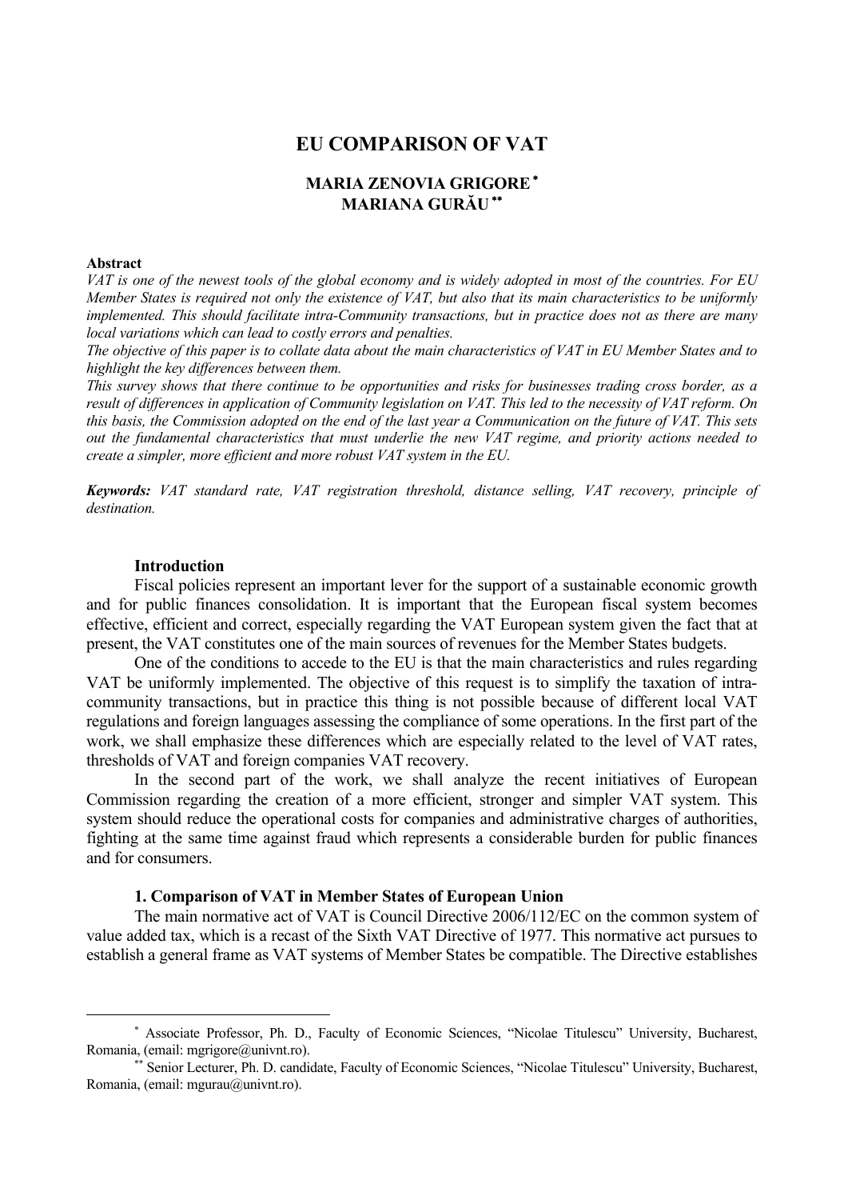# EU COMPARISON OF VAT

**MARIA ZENOVIA GRIGORE** [*]
**MARIANA GURĂU** [**]

**Abstract**

*VAT is one of the newest tools of the global economy and is widely adopted in most of the countries. For EU Member States is required not only the existence of VAT, but also that its main characteristics to be uniformly implemented. This should facilitate intra-Community transactions, but in practice does not as there are many local variations which can lead to costly errors and penalties.*

*The objective of this paper is to collate data about the main characteristics of VAT in EU Member States and to highlight the key differences between them.*

*This survey shows that there continue to be opportunities and risks for businesses trading cross border, as a result of differences in application of Community legislation on VAT. This led to the necessity of VAT reform. On this basis, the Commission adopted on the end of the last year a Communication on the future of VAT. This sets out the fundamental characteristics that must underlie the new VAT regime, and priority actions needed to create a simpler, more efficient and more robust VAT system in the EU.*

***Keywords:*** *VAT standard rate, VAT registration threshold, distance selling, VAT recovery, principle of destination.*

## Introduction

Fiscal policies represent an important lever for the support of a sustainable economic growth and for public finances consolidation. It is important that the European fiscal system becomes effective, efficient and correct, especially regarding the VAT European system given the fact that at present, the VAT constitutes one of the main sources of revenues for the Member States budgets.

One of the conditions to accede to the EU is that the main characteristics and rules regarding VAT be uniformly implemented. The objective of this request is to simplify the taxation of intra-community transactions, but in practice this thing is not possible because of different local VAT regulations and foreign languages assessing the compliance of some operations. In the first part of the work, we shall emphasize these differences which are especially related to the level of VAT rates, thresholds of VAT and foreign companies VAT recovery.

In the second part of the work, we shall analyze the recent initiatives of European Commission regarding the creation of a more efficient, stronger and simpler VAT system. This system should reduce the operational costs for companies and administrative charges of authorities, fighting at the same time against fraud which represents a considerable burden for public finances and for consumers.

## 1. Comparison of VAT in Member States of European Union

The main normative act of VAT is Council Directive 2006/112/EC on the common system of value added tax, which is a recast of the Sixth VAT Directive of 1977. This normative act pursues to establish a general frame as VAT systems of Member States be compatible. The Directive establishes

---

[*] Associate Professor, Ph. D., Faculty of Economic Sciences, "Nicolae Titulescu" University, Bucharest, Romania, (email: mgrigore@univnt.ro).

[**] Senior Lecturer, Ph. D. candidate, Faculty of Economic Sciences, "Nicolae Titulescu" University, Bucharest, Romania, (email: mgurau@univnt.ro).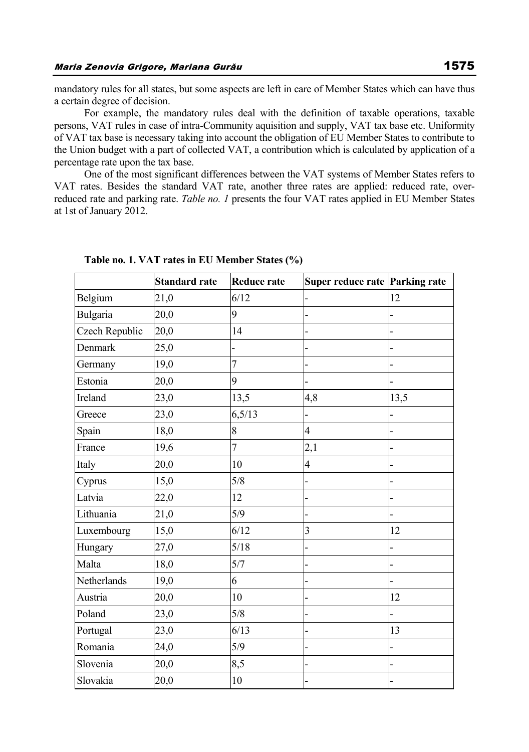mandatory rules for all states, but some aspects are left in care of Member States which can have thus a certain degree of decision.

For example, the mandatory rules deal with the definition of taxable operations, taxable persons, VAT rules in case of intra-Community aquisition and supply, VAT tax base etc. Uniformity of VAT tax base is necessary taking into account the obligation of EU Member States to contribute to the Union budget with a part of collected VAT, a contribution which is calculated by application of a percentage rate upon the tax base.

One of the most significant differences between the VAT systems of Member States refers to VAT rates. Besides the standard VAT rate, another three rates are applied: reduced rate, over-reduced rate and parking rate. *Table no. 1* presents the four VAT rates applied in EU Member States at 1st of January 2012.

**Table no. 1. VAT rates in EU Member States (%)**

| | Standard rate | Reduce rate | Super reduce rate | Parking rate |
|---|---|---|---|---|
| Belgium | 21,0 | 6/12 | - | 12 |
| Bulgaria | 20,0 | 9 | - | - |
| Czech Republic | 20,0 | 14 | - | - |
| Denmark | 25,0 | - | - | - |
| Germany | 19,0 | 7 | - | - |
| Estonia | 20,0 | 9 | - | - |
| Ireland | 23,0 | 13,5 | 4,8 | 13,5 |
| Greece | 23,0 | 6,5/13 | - | - |
| Spain | 18,0 | 8 | 4 | - |
| France | 19,6 | 7 | 2,1 | - |
| Italy | 20,0 | 10 | 4 | - |
| Cyprus | 15,0 | 5/8 | - | - |
| Latvia | 22,0 | 12 | - | - |
| Lithuania | 21,0 | 5/9 | - | - |
| Luxembourg | 15,0 | 6/12 | 3 | 12 |
| Hungary | 27,0 | 5/18 | - | - |
| Malta | 18,0 | 5/7 | - | - |
| Netherlands | 19,0 | 6 | - | - |
| Austria | 20,0 | 10 | - | 12 |
| Poland | 23,0 | 5/8 | - | - |
| Portugal | 23,0 | 6/13 | - | 13 |
| Romania | 24,0 | 5/9 | - | - |
| Slovenia | 20,0 | 8,5 | - | - |
| Slovakia | 20,0 | 10 | - | - |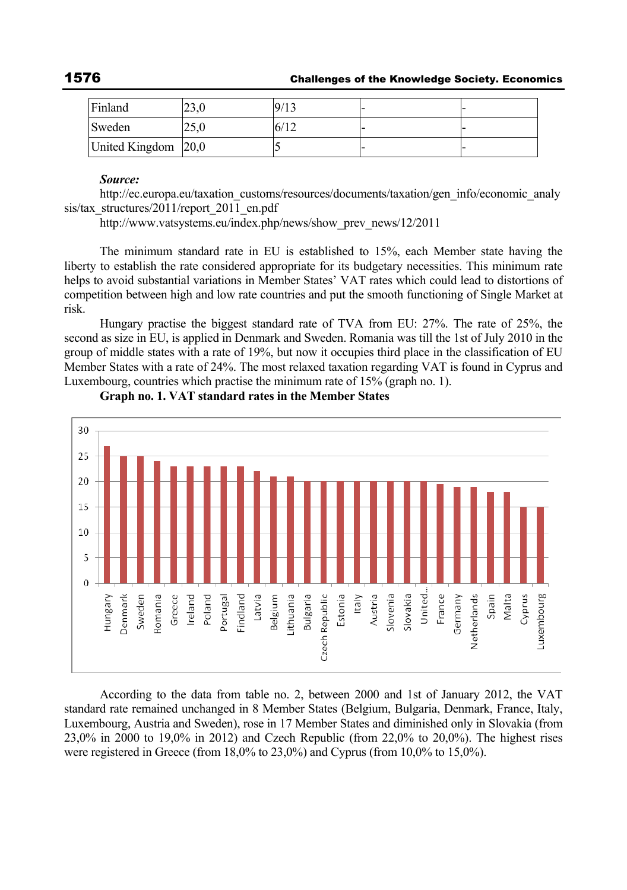| Finland | 23,0 | 9/13 | - | - |
|---|---|---|---|---|
| Sweden | 25,0 | 6/12 | - | - |
| United Kingdom | 20,0 | 5 | - | - |

***Source:***

http://ec.europa.eu/taxation_customs/resources/documents/taxation/gen_info/economic_analysis/tax_structures/2011/report_2011_en.pdf

http://www.vatsystems.eu/index.php/news/show_prev_news/12/2011

The minimum standard rate in EU is established to 15%, each Member state having the liberty to establish the rate considered appropriate for its budgetary necessities. This minimum rate helps to avoid substantial variations in Member States' VAT rates which could lead to distortions of competition between high and low rate countries and put the smooth functioning of Single Market at risk.

Hungary practise the biggest standard rate of TVA from EU: 27%. The rate of 25%, the second as size in EU, is applied in Denmark and Sweden. Romania was till the 1st of July 2010 in the group of middle states with a rate of 19%, but now it occupies third place in the classification of EU Member States with a rate of 24%. The most relaxed taxation regarding VAT is found in Cyprus and Luxembourg, countries which practise the minimum rate of 15% (graph no. 1).

**Graph no. 1. VAT standard rates in the Member States**

According to the data from table no. 2, between 2000 and 1st of January 2012, the VAT standard rate remained unchanged in 8 Member States (Belgium, Bulgaria, Denmark, France, Italy, Luxembourg, Austria and Sweden), rose in 17 Member States and diminished only in Slovakia (from 23,0% in 2000 to 19,0% in 2012) and Czech Republic (from 22,0% to 20,0%). The highest rises were registered in Greece (from 18,0% to 23,0%) and Cyprus (from 10,0% to 15,0%).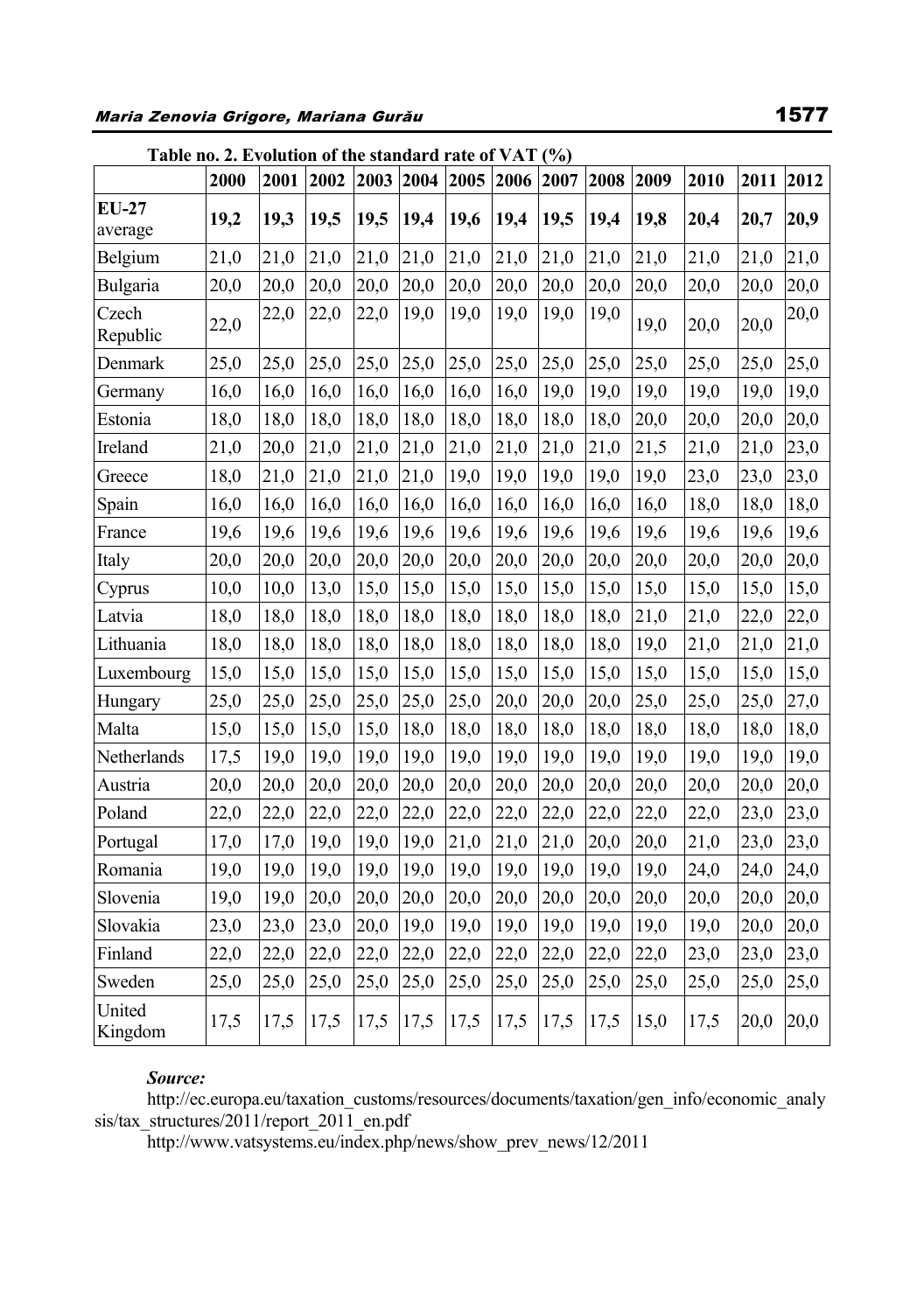**Table no. 2. Evolution of the standard rate of VAT (%)**

| | 2000 | 2001 | 2002 | 2003 | 2004 | 2005 | 2006 | 2007 | 2008 | 2009 | 2010 | 2011 | 2012 |
|---|---|---|---|---|---|---|---|---|---|---|---|---|---|
| **EU-27** average | **19,2** | **19,3** | **19,5** | **19,5** | **19,4** | **19,6** | **19,4** | **19,5** | **19,4** | **19,8** | **20,4** | **20,7** | **20,9** |
| Belgium | 21,0 | 21,0 | 21,0 | 21,0 | 21,0 | 21,0 | 21,0 | 21,0 | 21,0 | 21,0 | 21,0 | 21,0 | 21,0 |
| Bulgaria | 20,0 | 20,0 | 20,0 | 20,0 | 20,0 | 20,0 | 20,0 | 20,0 | 20,0 | 20,0 | 20,0 | 20,0 | 20,0 |
| Czech Republic | 22,0 | 22,0 | 22,0 | 22,0 | 19,0 | 19,0 | 19,0 | 19,0 | 19,0 | 19,0 | 20,0 | 20,0 | 20,0 |
| Denmark | 25,0 | 25,0 | 25,0 | 25,0 | 25,0 | 25,0 | 25,0 | 25,0 | 25,0 | 25,0 | 25,0 | 25,0 | 25,0 |
| Germany | 16,0 | 16,0 | 16,0 | 16,0 | 16,0 | 16,0 | 16,0 | 19,0 | 19,0 | 19,0 | 19,0 | 19,0 | 19,0 |
| Estonia | 18,0 | 18,0 | 18,0 | 18,0 | 18,0 | 18,0 | 18,0 | 18,0 | 18,0 | 20,0 | 20,0 | 20,0 | 20,0 |
| Ireland | 21,0 | 20,0 | 21,0 | 21,0 | 21,0 | 21,0 | 21,0 | 21,0 | 21,0 | 21,5 | 21,0 | 21,0 | 23,0 |
| Greece | 18,0 | 21,0 | 21,0 | 21,0 | 21,0 | 19,0 | 19,0 | 19,0 | 19,0 | 19,0 | 23,0 | 23,0 | 23,0 |
| Spain | 16,0 | 16,0 | 16,0 | 16,0 | 16,0 | 16,0 | 16,0 | 16,0 | 16,0 | 16,0 | 18,0 | 18,0 | 18,0 |
| France | 19,6 | 19,6 | 19,6 | 19,6 | 19,6 | 19,6 | 19,6 | 19,6 | 19,6 | 19,6 | 19,6 | 19,6 | 19,6 |
| Italy | 20,0 | 20,0 | 20,0 | 20,0 | 20,0 | 20,0 | 20,0 | 20,0 | 20,0 | 20,0 | 20,0 | 20,0 | 20,0 |
| Cyprus | 10,0 | 10,0 | 13,0 | 15,0 | 15,0 | 15,0 | 15,0 | 15,0 | 15,0 | 15,0 | 15,0 | 15,0 | 15,0 |
| Latvia | 18,0 | 18,0 | 18,0 | 18,0 | 18,0 | 18,0 | 18,0 | 18,0 | 18,0 | 21,0 | 21,0 | 22,0 | 22,0 |
| Lithuania | 18,0 | 18,0 | 18,0 | 18,0 | 18,0 | 18,0 | 18,0 | 18,0 | 18,0 | 19,0 | 21,0 | 21,0 | 21,0 |
| Luxembourg | 15,0 | 15,0 | 15,0 | 15,0 | 15,0 | 15,0 | 15,0 | 15,0 | 15,0 | 15,0 | 15,0 | 15,0 | 15,0 |
| Hungary | 25,0 | 25,0 | 25,0 | 25,0 | 25,0 | 25,0 | 20,0 | 20,0 | 20,0 | 25,0 | 25,0 | 25,0 | 27,0 |
| Malta | 15,0 | 15,0 | 15,0 | 15,0 | 18,0 | 18,0 | 18,0 | 18,0 | 18,0 | 18,0 | 18,0 | 18,0 | 18,0 |
| Netherlands | 17,5 | 19,0 | 19,0 | 19,0 | 19,0 | 19,0 | 19,0 | 19,0 | 19,0 | 19,0 | 19,0 | 19,0 | 19,0 |
| Austria | 20,0 | 20,0 | 20,0 | 20,0 | 20,0 | 20,0 | 20,0 | 20,0 | 20,0 | 20,0 | 20,0 | 20,0 | 20,0 |
| Poland | 22,0 | 22,0 | 22,0 | 22,0 | 22,0 | 22,0 | 22,0 | 22,0 | 22,0 | 22,0 | 22,0 | 23,0 | 23,0 |
| Portugal | 17,0 | 17,0 | 19,0 | 19,0 | 19,0 | 21,0 | 21,0 | 21,0 | 20,0 | 20,0 | 21,0 | 23,0 | 23,0 |
| Romania | 19,0 | 19,0 | 19,0 | 19,0 | 19,0 | 19,0 | 19,0 | 19,0 | 19,0 | 19,0 | 24,0 | 24,0 | 24,0 |
| Slovenia | 19,0 | 19,0 | 20,0 | 20,0 | 20,0 | 20,0 | 20,0 | 20,0 | 20,0 | 20,0 | 20,0 | 20,0 | 20,0 |
| Slovakia | 23,0 | 23,0 | 23,0 | 20,0 | 19,0 | 19,0 | 19,0 | 19,0 | 19,0 | 19,0 | 19,0 | 20,0 | 20,0 |
| Finland | 22,0 | 22,0 | 22,0 | 22,0 | 22,0 | 22,0 | 22,0 | 22,0 | 22,0 | 22,0 | 23,0 | 23,0 | 23,0 |
| Sweden | 25,0 | 25,0 | 25,0 | 25,0 | 25,0 | 25,0 | 25,0 | 25,0 | 25,0 | 25,0 | 25,0 | 25,0 | 25,0 |
| United Kingdom | 17,5 | 17,5 | 17,5 | 17,5 | 17,5 | 17,5 | 17,5 | 17,5 | 17,5 | 15,0 | 17,5 | 20,0 | 20,0 |

***Source:***

http://ec.europa.eu/taxation_customs/resources/documents/taxation/gen_info/economic_analysis/tax_structures/2011/report_2011_en.pdf

http://www.vatsystems.eu/index.php/news/show_prev_news/12/2011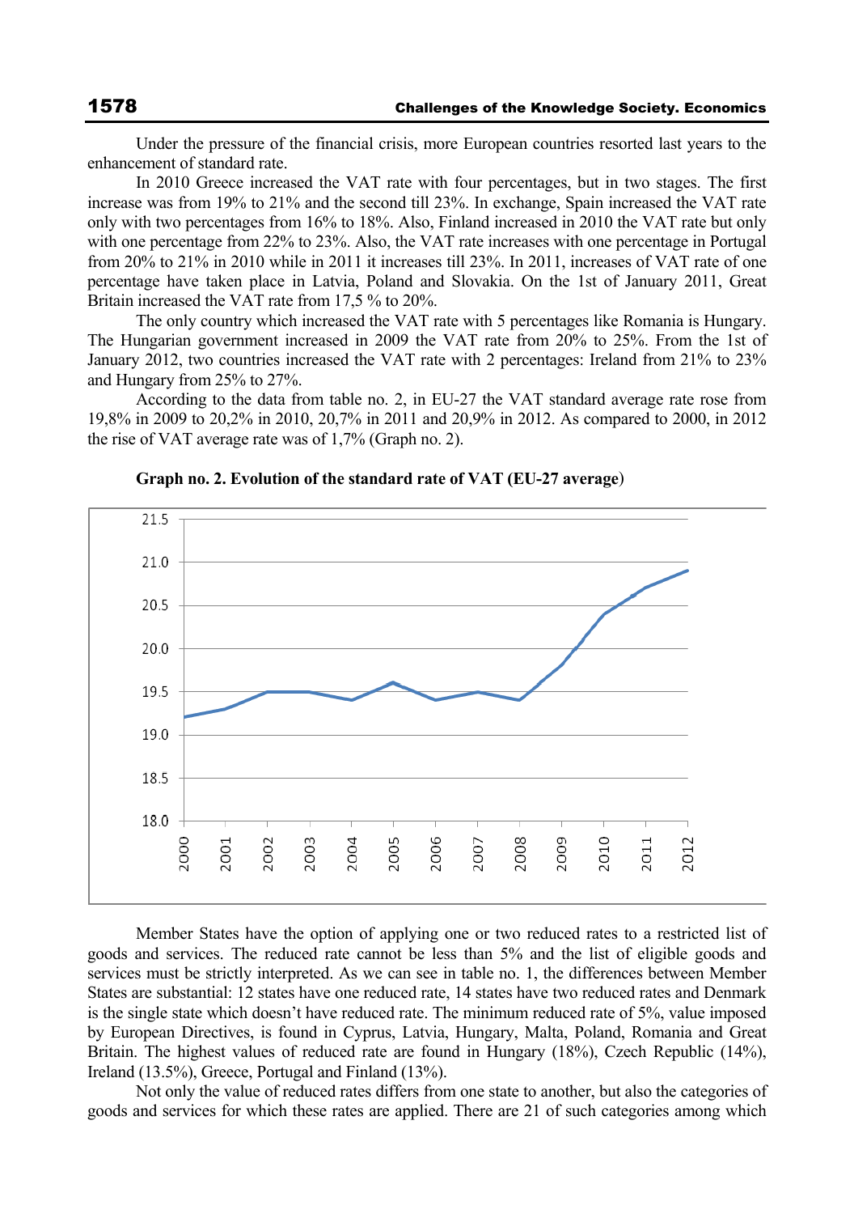Under the pressure of the financial crisis, more European countries resorted last years to the enhancement of standard rate.

In 2010 Greece increased the VAT rate with four percentages, but in two stages. The first increase was from 19% to 21% and the second till 23%. In exchange, Spain increased the VAT rate only with two percentages from 16% to 18%. Also, Finland increased in 2010 the VAT rate but only with one percentage from 22% to 23%. Also, the VAT rate increases with one percentage in Portugal from 20% to 21% in 2010 while in 2011 it increases till 23%. In 2011, increases of VAT rate of one percentage have taken place in Latvia, Poland and Slovakia. On the 1st of January 2011, Great Britain increased the VAT rate from 17,5 % to 20%.

The only country which increased the VAT rate with 5 percentages like Romania is Hungary. The Hungarian government increased in 2009 the VAT rate from 20% to 25%. From the 1st of January 2012, two countries increased the VAT rate with 2 percentages: Ireland from 21% to 23% and Hungary from 25% to 27%.

According to the data from table no. 2, in EU-27 the VAT standard average rate rose from 19,8% in 2009 to 20,2% in 2010, 20,7% in 2011 and 20,9% in 2012. As compared to 2000, in 2012 the rise of VAT average rate was of 1,7% (Graph no. 2).

**Graph no. 2. Evolution of the standard rate of VAT (EU-27 average)**

Member States have the option of applying one or two reduced rates to a restricted list of goods and services. The reduced rate cannot be less than 5% and the list of eligible goods and services must be strictly interpreted. As we can see in table no. 1, the differences between Member States are substantial: 12 states have one reduced rate, 14 states have two reduced rates and Denmark is the single state which doesn't have reduced rate. The minimum reduced rate of 5%, value imposed by European Directives, is found in Cyprus, Latvia, Hungary, Malta, Poland, Romania and Great Britain. The highest values of reduced rate are found in Hungary (18%), Czech Republic (14%), Ireland (13.5%), Greece, Portugal and Finland (13%).

Not only the value of reduced rates differs from one state to another, but also the categories of goods and services for which these rates are applied. There are 21 of such categories among which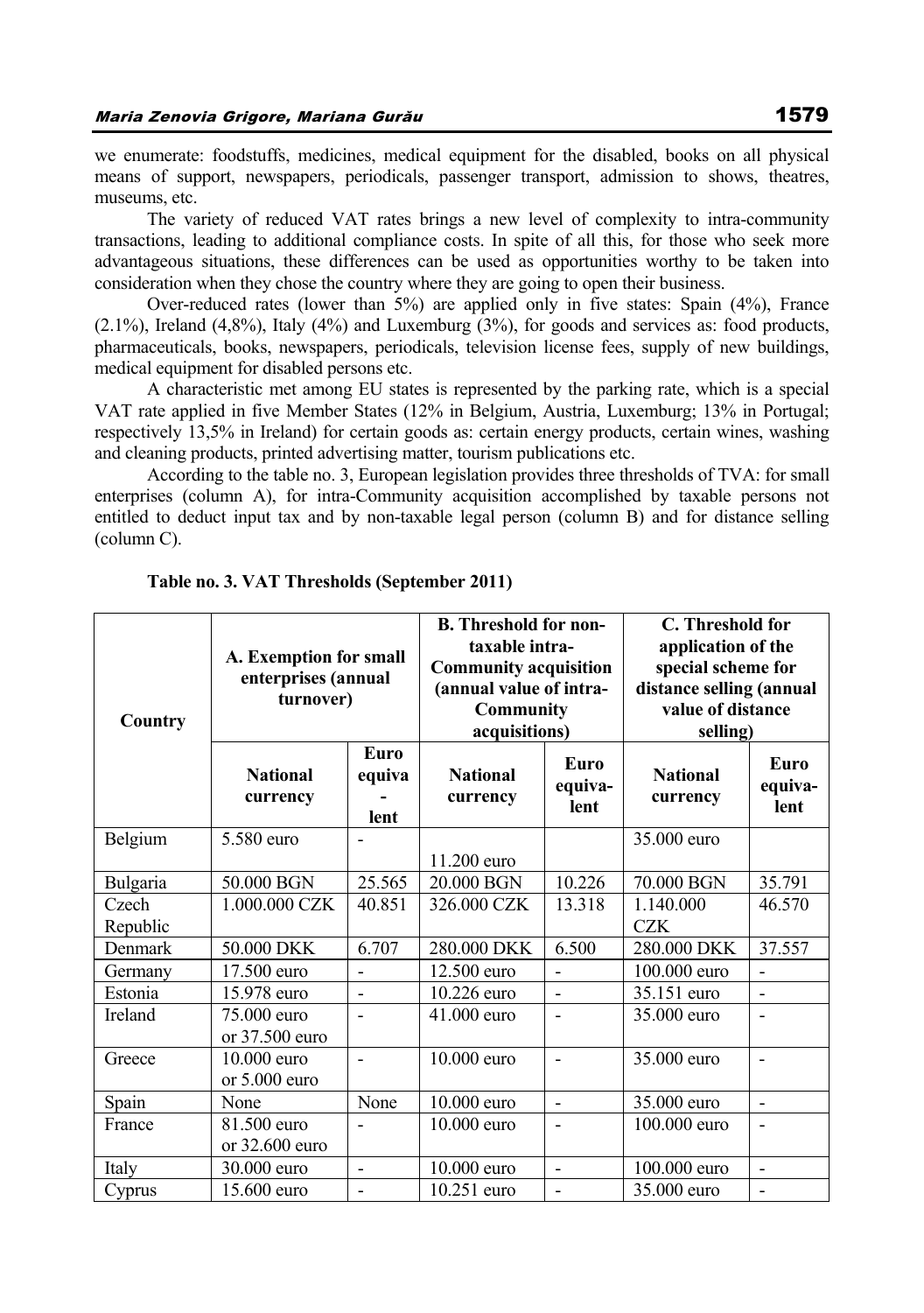we enumerate: foodstuffs, medicines, medical equipment for the disabled, books on all physical means of support, newspapers, periodicals, passenger transport, admission to shows, theatres, museums, etc.

The variety of reduced VAT rates brings a new level of complexity to intra-community transactions, leading to additional compliance costs. In spite of all this, for those who seek more advantageous situations, these differences can be used as opportunities worthy to be taken into consideration when they chose the country where they are going to open their business.

Over-reduced rates (lower than 5%) are applied only in five states: Spain (4%), France (2.1%), Ireland (4,8%), Italy (4%) and Luxemburg (3%), for goods and services as: food products, pharmaceuticals, books, newspapers, periodicals, television license fees, supply of new buildings, medical equipment for disabled persons etc.

A characteristic met among EU states is represented by the parking rate, which is a special VAT rate applied in five Member States (12% in Belgium, Austria, Luxemburg; 13% in Portugal; respectively 13,5% in Ireland) for certain goods as: certain energy products, certain wines, washing and cleaning products, printed advertising matter, tourism publications etc.

According to the table no. 3, European legislation provides three thresholds of TVA: for small enterprises (column A), for intra-Community acquisition accomplished by taxable persons not entitled to deduct input tax and by non-taxable legal person (column B) and for distance selling (column C).

**Table no. 3. VAT Thresholds (September 2011)**

| Country | A. Exemption for small enterprises (annual turnover) | | B. Threshold for non-taxable intra-Community acquisition (annual value of intra-Community acquisitions) | | C. Threshold for application of the special scheme for distance selling (annual value of distance selling) | |
|---|---|---|---|---|---|---|
| | National currency | Euro equivalent | National currency | Euro equivalent | National currency | Euro equivalent |
| Belgium | 5.580 euro | - | 11.200 euro | | 35.000 euro | |
| Bulgaria | 50.000 BGN | 25.565 | 20.000 BGN | 10.226 | 70.000 BGN | 35.791 |
| Czech Republic | 1.000.000 CZK | 40.851 | 326.000 CZK | 13.318 | 1.140.000 CZK | 46.570 |
| Denmark | 50.000 DKK | 6.707 | 280.000 DKK | 6.500 | 280.000 DKK | 37.557 |
| Germany | 17.500 euro | - | 12.500 euro | - | 100.000 euro | - |
| Estonia | 15.978 euro | - | 10.226 euro | - | 35.151 euro | - |
| Ireland | 75.000 euro or 37.500 euro | - | 41.000 euro | - | 35.000 euro | - |
| Greece | 10.000 euro or 5.000 euro | - | 10.000 euro | - | 35.000 euro | - |
| Spain | None | None | 10.000 euro | - | 35.000 euro | - |
| France | 81.500 euro or 32.600 euro | - | 10.000 euro | - | 100.000 euro | - |
| Italy | 30.000 euro | - | 10.000 euro | - | 100.000 euro | - |
| Cyprus | 15.600 euro | - | 10.251 euro | - | 35.000 euro | - |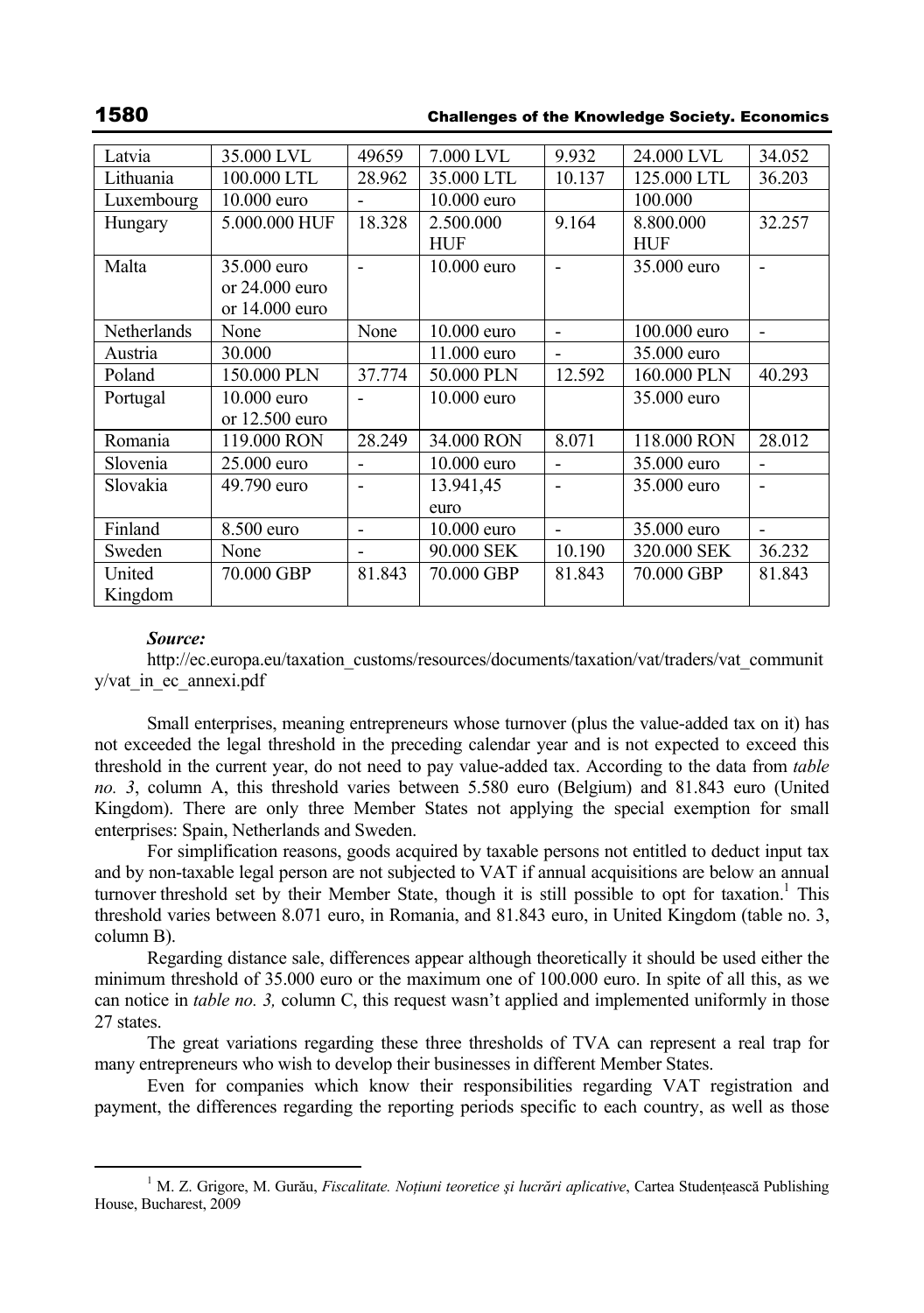| Latvia | 35.000 LVL | 49659 | 7.000 LVL | 9.932 | 24.000 LVL | 34.052 |
|---|---|---|---|---|---|---|
| Lithuania | 100.000 LTL | 28.962 | 35.000 LTL | 10.137 | 125.000 LTL | 36.203 |
| Luxembourg | 10.000 euro | - | 10.000 euro | | 100.000 | |
| Hungary | 5.000.000 HUF | 18.328 | 2.500.000 HUF | 9.164 | 8.800.000 HUF | 32.257 |
| Malta | 35.000 euro or 24.000 euro or 14.000 euro | - | 10.000 euro | - | 35.000 euro | - |
| Netherlands | None | None | 10.000 euro | - | 100.000 euro | - |
| Austria | 30.000 | | 11.000 euro | - | 35.000 euro | |
| Poland | 150.000 PLN | 37.774 | 50.000 PLN | 12.592 | 160.000 PLN | 40.293 |
| Portugal | 10.000 euro or 12.500 euro | - | 10.000 euro | | 35.000 euro | |
| Romania | 119.000 RON | 28.249 | 34.000 RON | 8.071 | 118.000 RON | 28.012 |
| Slovenia | 25.000 euro | - | 10.000 euro | - | 35.000 euro | - |
| Slovakia | 49.790 euro | - | 13.941,45 euro | - | 35.000 euro | - |
| Finland | 8.500 euro | - | 10.000 euro | - | 35.000 euro | - |
| Sweden | None | - | 90.000 SEK | 10.190 | 320.000 SEK | 36.232 |
| United Kingdom | 70.000 GBP | 81.843 | 70.000 GBP | 81.843 | 70.000 GBP | 81.843 |

***Source:***
http://ec.europa.eu/taxation_customs/resources/documents/taxation/vat/traders/vat_community/vat_in_ec_annexi.pdf

Small enterprises, meaning entrepreneurs whose turnover (plus the value-added tax on it) has not exceeded the legal threshold in the preceding calendar year and is not expected to exceed this threshold in the current year, do not need to pay value-added tax. According to the data from *table no. 3*, column A, this threshold varies between 5.580 euro (Belgium) and 81.843 euro (United Kingdom). There are only three Member States not applying the special exemption for small enterprises: Spain, Netherlands and Sweden.

For simplification reasons, goods acquired by taxable persons not entitled to deduct input tax and by non-taxable legal person are not subjected to VAT if annual acquisitions are below an annual turnover threshold set by their Member State, though it is still possible to opt for taxation.[1] This threshold varies between 8.071 euro, in Romania, and 81.843 euro, in United Kingdom (table no. 3, column B).

Regarding distance sale, differences appear although theoretically it should be used either the minimum threshold of 35.000 euro or the maximum one of 100.000 euro. In spite of all this, as we can notice in *table no. 3,* column C, this request wasn't applied and implemented uniformly in those 27 states.

The great variations regarding these three thresholds of TVA can represent a real trap for many entrepreneurs who wish to develop their businesses in different Member States.

Even for companies which know their responsibilities regarding VAT registration and payment, the differences regarding the reporting periods specific to each country, as well as those

[1] M. Z. Grigore, M. Gurău, *Fiscalitate. Noțiuni teoretice și lucrări aplicative*, Cartea Studențească Publishing House, Bucharest, 2009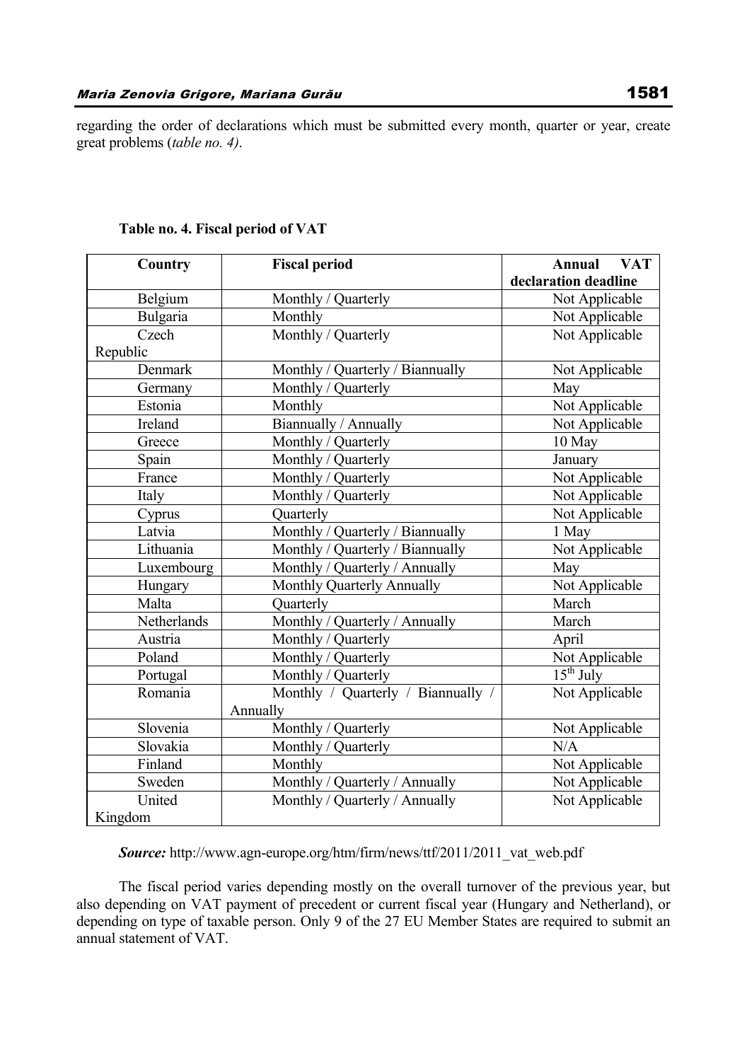regarding the order of declarations which must be submitted every month, quarter or year, create great problems (*table no. 4)*.

**Table no. 4. Fiscal period of VAT**

| Country | Fiscal period | Annual VAT declaration deadline |
|---|---|---|
| Belgium | Monthly / Quarterly | Not Applicable |
| Bulgaria | Monthly | Not Applicable |
| Czech Republic | Monthly / Quarterly | Not Applicable |
| Denmark | Monthly / Quarterly / Biannually | Not Applicable |
| Germany | Monthly / Quarterly | May |
| Estonia | Monthly | Not Applicable |
| Ireland | Biannually / Annually | Not Applicable |
| Greece | Monthly / Quarterly | 10 May |
| Spain | Monthly / Quarterly | January |
| France | Monthly / Quarterly | Not Applicable |
| Italy | Monthly / Quarterly | Not Applicable |
| Cyprus | Quarterly | Not Applicable |
| Latvia | Monthly / Quarterly / Biannually | 1 May |
| Lithuania | Monthly / Quarterly / Biannually | Not Applicable |
| Luxembourg | Monthly / Quarterly / Annually | May |
| Hungary | Monthly Quarterly Annually | Not Applicable |
| Malta | Quarterly | March |
| Netherlands | Monthly / Quarterly / Annually | March |
| Austria | Monthly / Quarterly | April |
| Poland | Monthly / Quarterly | Not Applicable |
| Portugal | Monthly / Quarterly | 15th July |
| Romania | Monthly / Quarterly / Biannually / Annually | Not Applicable |
| Slovenia | Monthly / Quarterly | Not Applicable |
| Slovakia | Monthly / Quarterly | N/A |
| Finland | Monthly | Not Applicable |
| Sweden | Monthly / Quarterly / Annually | Not Applicable |
| United Kingdom | Monthly / Quarterly / Annually | Not Applicable |

***Source:*** http://www.agn-europe.org/htm/firm/news/ttf/2011/2011_vat_web.pdf

The fiscal period varies depending mostly on the overall turnover of the previous year, but also depending on VAT payment of precedent or current fiscal year (Hungary and Netherland), or depending on type of taxable person. Only 9 of the 27 EU Member States are required to submit an annual statement of VAT.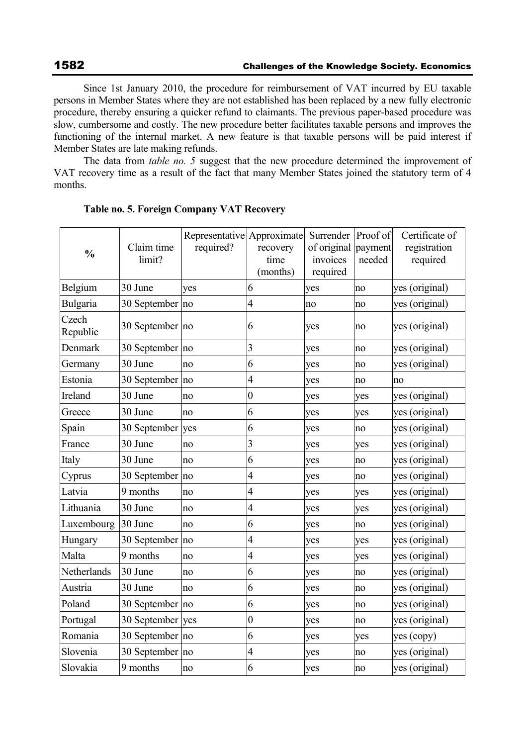Since 1st January 2010, the procedure for reimbursement of VAT incurred by EU taxable persons in Member States where they are not established has been replaced by a new fully electronic procedure, thereby ensuring a quicker refund to claimants. The previous paper-based procedure was slow, cumbersome and costly. The new procedure better facilitates taxable persons and improves the functioning of the internal market. A new feature is that taxable persons will be paid interest if Member States are late making refunds.

The data from *table no. 5* suggest that the new procedure determined the improvement of VAT recovery time as a result of the fact that many Member States joined the statutory term of 4 months.

**Table no. 5. Foreign Company VAT Recovery**

| % | Claim time limit? | Representative required? | Approximate recovery time (months) | Surrender of original invoices required | Proof of payment needed | Certificate of registration required |
|---|---|---|---|---|---|---|
| Belgium | 30 June | yes | 6 | yes | no | yes (original) |
| Bulgaria | 30 September | no | 4 | no | no | yes (original) |
| Czech Republic | 30 September | no | 6 | yes | no | yes (original) |
| Denmark | 30 September | no | 3 | yes | no | yes (original) |
| Germany | 30 June | no | 6 | yes | no | yes (original) |
| Estonia | 30 September | no | 4 | yes | no | no |
| Ireland | 30 June | no | 0 | yes | yes | yes (original) |
| Greece | 30 June | no | 6 | yes | yes | yes (original) |
| Spain | 30 September | yes | 6 | yes | no | yes (original) |
| France | 30 June | no | 3 | yes | yes | yes (original) |
| Italy | 30 June | no | 6 | yes | no | yes (original) |
| Cyprus | 30 September | no | 4 | yes | no | yes (original) |
| Latvia | 9 months | no | 4 | yes | yes | yes (original) |
| Lithuania | 30 June | no | 4 | yes | yes | yes (original) |
| Luxembourg | 30 June | no | 6 | yes | no | yes (original) |
| Hungary | 30 September | no | 4 | yes | yes | yes (original) |
| Malta | 9 months | no | 4 | yes | yes | yes (original) |
| Netherlands | 30 June | no | 6 | yes | no | yes (original) |
| Austria | 30 June | no | 6 | yes | no | yes (original) |
| Poland | 30 September | no | 6 | yes | no | yes (original) |
| Portugal | 30 September | yes | 0 | yes | no | yes (original) |
| Romania | 30 September | no | 6 | yes | yes | yes (copy) |
| Slovenia | 30 September | no | 4 | yes | no | yes (original) |
| Slovakia | 9 months | no | 6 | yes | no | yes (original) |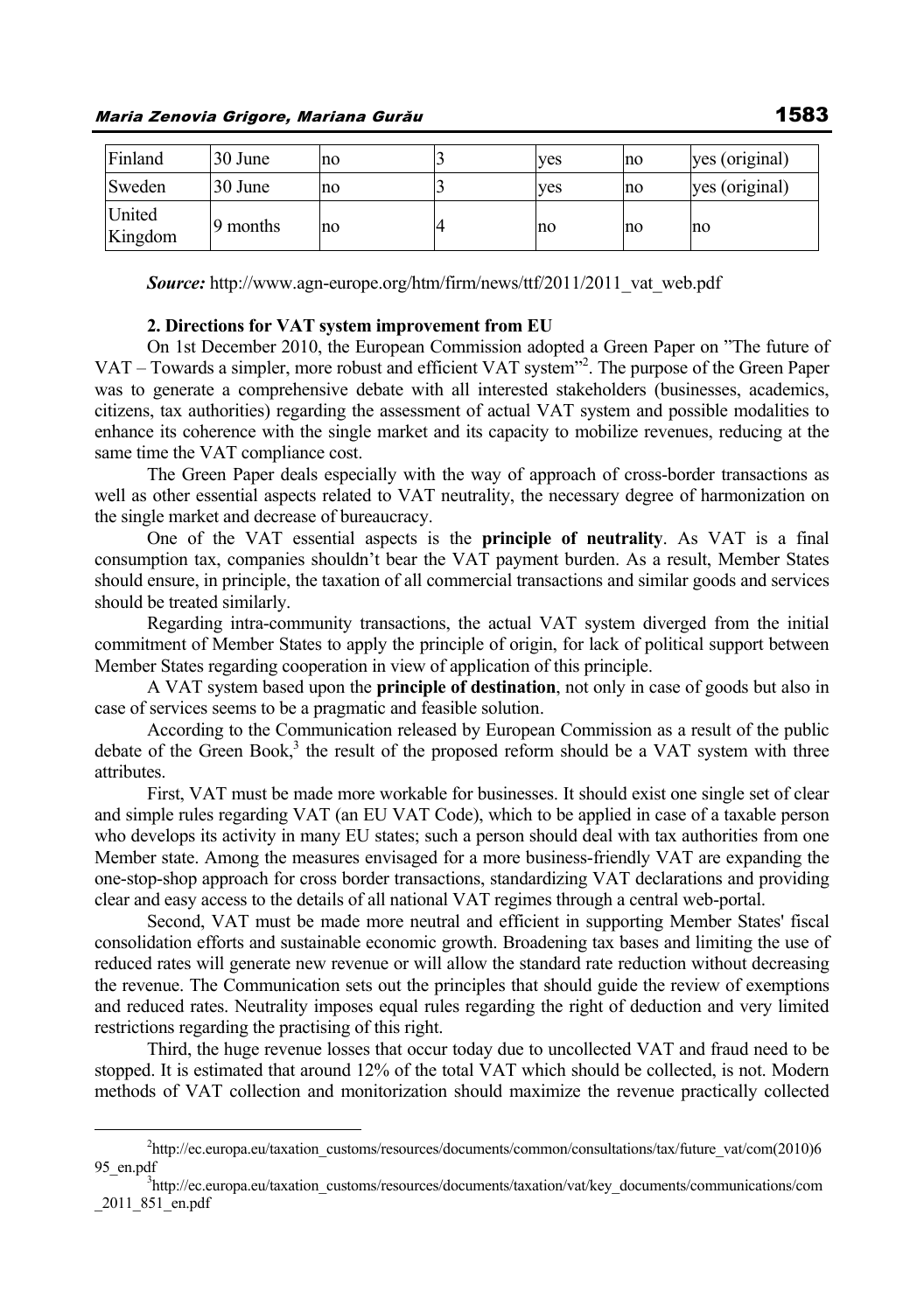| Finland | 30 June | no | 3 | yes | no | yes (original) |
|---|---|---|---|---|---|---|
| Sweden | 30 June | no | 3 | yes | no | yes (original) |
| United Kingdom | 9 months | no | 4 | no | no | no |

***Source:*** http://www.agn-europe.org/htm/firm/news/ttf/2011/2011_vat_web.pdf

### 2. Directions for VAT system improvement from EU

On 1st December 2010, the European Commission adopted a Green Paper on "The future of VAT – Towards a simpler, more robust and efficient VAT system"[2]. The purpose of the Green Paper was to generate a comprehensive debate with all interested stakeholders (businesses, academics, citizens, tax authorities) regarding the assessment of actual VAT system and possible modalities to enhance its coherence with the single market and its capacity to mobilize revenues, reducing at the same time the VAT compliance cost.

The Green Paper deals especially with the way of approach of cross-border transactions as well as other essential aspects related to VAT neutrality, the necessary degree of harmonization on the single market and decrease of bureaucracy.

One of the VAT essential aspects is the **principle of neutrality**. As VAT is a final consumption tax, companies shouldn't bear the VAT payment burden. As a result, Member States should ensure, in principle, the taxation of all commercial transactions and similar goods and services should be treated similarly.

Regarding intra-community transactions, the actual VAT system diverged from the initial commitment of Member States to apply the principle of origin, for lack of political support between Member States regarding cooperation in view of application of this principle.

A VAT system based upon the **principle of destination**, not only in case of goods but also in case of services seems to be a pragmatic and feasible solution.

According to the Communication released by European Commission as a result of the public debate of the Green Book,[3] the result of the proposed reform should be a VAT system with three attributes.

First, VAT must be made more workable for businesses. It should exist one single set of clear and simple rules regarding VAT (an EU VAT Code), which to be applied in case of a taxable person who develops its activity in many EU states; such a person should deal with tax authorities from one Member state. Among the measures envisaged for a more business-friendly VAT are expanding the one-stop-shop approach for cross border transactions, standardizing VAT declarations and providing clear and easy access to the details of all national VAT regimes through a central web-portal.

Second, VAT must be made more neutral and efficient in supporting Member States' fiscal consolidation efforts and sustainable economic growth. Broadening tax bases and limiting the use of reduced rates will generate new revenue or will allow the standard rate reduction without decreasing the revenue. The Communication sets out the principles that should guide the review of exemptions and reduced rates. Neutrality imposes equal rules regarding the right of deduction and very limited restrictions regarding the practising of this right.

Third, the huge revenue losses that occur today due to uncollected VAT and fraud need to be stopped. It is estimated that around 12% of the total VAT which should be collected, is not. Modern methods of VAT collection and monitorization should maximize the revenue practically collected

---

[2] http://ec.europa.eu/taxation_customs/resources/documents/common/consultations/tax/future_vat/com(2010)695_en.pdf

[3] http://ec.europa.eu/taxation_customs/resources/documents/taxation/vat/key_documents/communications/com_2011_851_en.pdf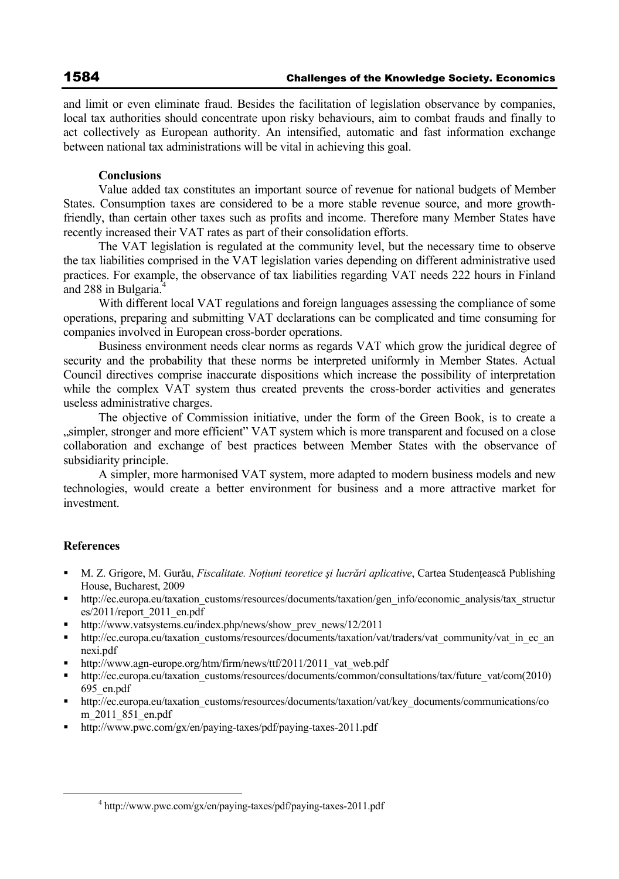and limit or even eliminate fraud. Besides the facilitation of legislation observance by companies, local tax authorities should concentrate upon risky behaviours, aim to combat frauds and finally to act collectively as European authority. An intensified, automatic and fast information exchange between national tax administrations will be vital in achieving this goal.

## Conclusions

Value added tax constitutes an important source of revenue for national budgets of Member States. Consumption taxes are considered to be a more stable revenue source, and more growth-friendly, than certain other taxes such as profits and income. Therefore many Member States have recently increased their VAT rates as part of their consolidation efforts.

The VAT legislation is regulated at the community level, but the necessary time to observe the tax liabilities comprised in the VAT legislation varies depending on different administrative used practices. For example, the observance of tax liabilities regarding VAT needs 222 hours in Finland and 288 in Bulgaria.[4]

With different local VAT regulations and foreign languages assessing the compliance of some operations, preparing and submitting VAT declarations can be complicated and time consuming for companies involved in European cross-border operations.

Business environment needs clear norms as regards VAT which grow the juridical degree of security and the probability that these norms be interpreted uniformly in Member States. Actual Council directives comprise inaccurate dispositions which increase the possibility of interpretation while the complex VAT system thus created prevents the cross-border activities and generates useless administrative charges.

The objective of Commission initiative, under the form of the Green Book, is to create a „simpler, stronger and more efficient" VAT system which is more transparent and focused on a close collaboration and exchange of best practices between Member States with the observance of subsidiarity principle.

A simpler, more harmonised VAT system, more adapted to modern business models and new technologies, would create a better environment for business and a more attractive market for investment.

## References

- M. Z. Grigore, M. Gurău, *Fiscalitate. Noțiuni teoretice şi lucrări aplicative*, Cartea Studențească Publishing House, Bucharest, 2009
- http://ec.europa.eu/taxation_customs/resources/documents/taxation/gen_info/economic_analysis/tax_structures/2011/report_2011_en.pdf
- http://www.vatsystems.eu/index.php/news/show_prev_news/12/2011
- http://ec.europa.eu/taxation_customs/resources/documents/taxation/vat/traders/vat_community/vat_in_ec_annexi.pdf
- http://www.agn-europe.org/htm/firm/news/ttf/2011/2011_vat_web.pdf
- http://ec.europa.eu/taxation_customs/resources/documents/common/consultations/tax/future_vat/com(2010)695_en.pdf
- http://ec.europa.eu/taxation_customs/resources/documents/taxation/vat/key_documents/communications/com_2011_851_en.pdf
- http://www.pwc.com/gx/en/paying-taxes/pdf/paying-taxes-2011.pdf

[4] http://www.pwc.com/gx/en/paying-taxes/pdf/paying-taxes-2011.pdf